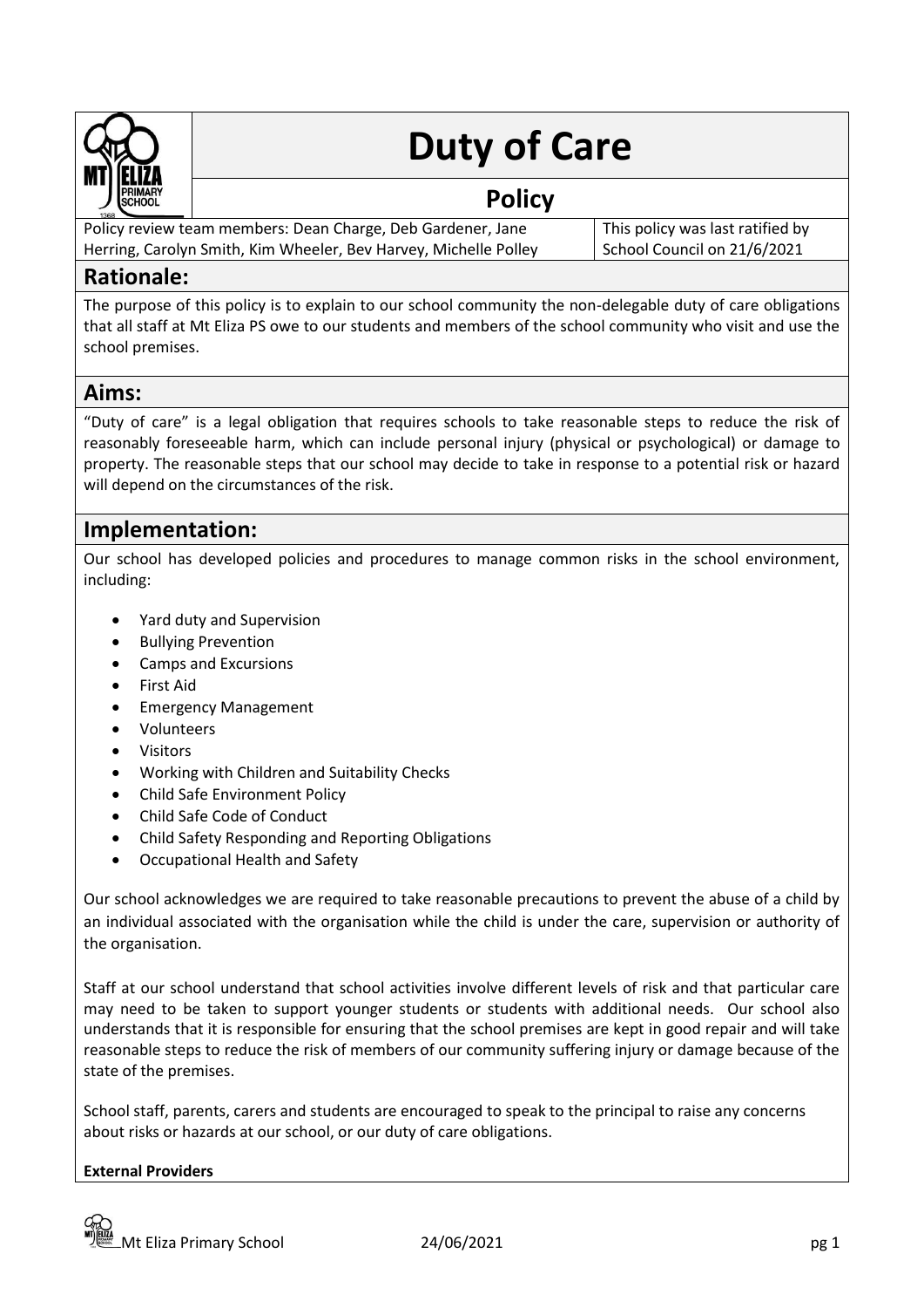# Duty of Care

## Policy

Policy review team members: Dean Charge, Deb Gardener, Jane Herring, Carolyn Smith, Kim Wheeler, Bev Harvey, Michelle Polley

This policy was last ratified by School Council on 21/6/2021

## Rationale:

The purpose of this policy is to explain to our school community the non-delegable duty of care obligations that all staff at Mt Eliza PS owe to our students and members of the school community who visit and use the school premises.

## Aims:

"Duty of care" is a legal obligation that requires schools to take reasonable steps to reduce the risk of reasonably foreseeable harm, which can include personal injury (physical or psychological) or damage to property. The reasonable steps that our school may decide to take in response to a potential risk or hazard will depend on the circumstances of the risk.

## Implementation:

Our school has developed policies and procedures to manage common risks in the school environment, including:

- Yard duty and Supervision
- Bullying Prevention
- Camps and Excursions
- First Aid
- Emergency Management
- Volunteers
- Visitors
- Working with Children and Suitability Checks
- Child Safe Environment Policy
- Child Safe Code of Conduct
- Child Safety Responding and Reporting Obligations
- Occupational Health and Safety

Our school acknowledges we are required to take reasonable precautions to prevent the abuse of a child by an individual associated with the organisation while the child is under the care, supervision or authority of the organisation.

Staff at our school understand that school activities involve different levels of risk and that particular care may need to be taken to support younger students or students with additional needs. Our school also understands that it is responsible for ensuring that the school premises are kept in good repair and will take reasonable steps to reduce the risk of members of our community suffering injury or damage because of the state of the premises.

School staff, parents, carers and students are encouraged to speak to the principal to raise any concerns about risks or hazards at our school, or our duty of care obligations.

**External Providers**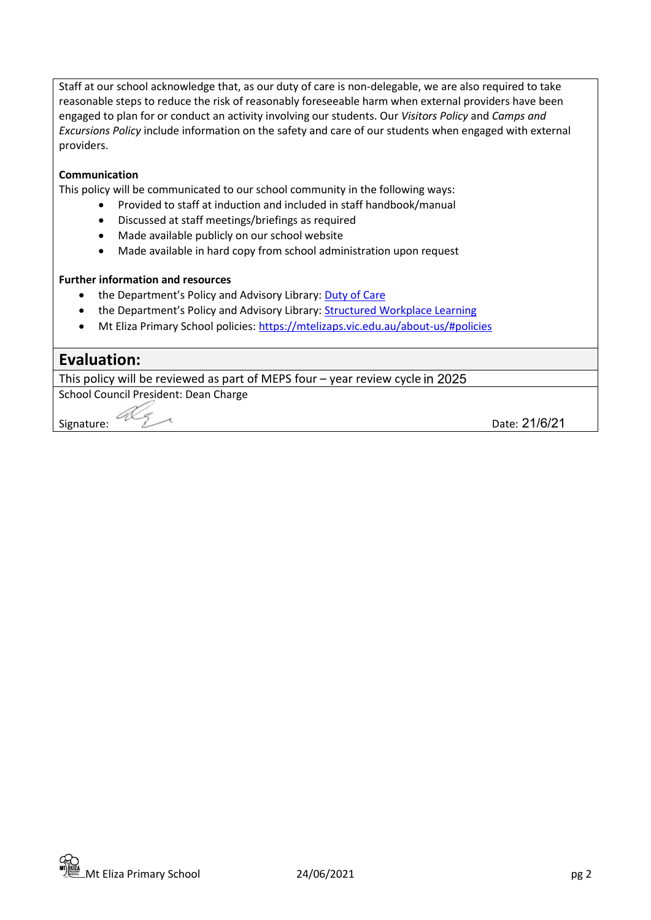Staff at our school acknowledge that, as our duty of care is non-delegable, we are also required to take reasonable steps to reduce the risk of reasonably foreseeable harm when external providers have been engaged to plan for or conduct an activity involving our students. Our *Visitors Policy* and *Camps and Excursions Policy* include information on the safety and care of our students when engaged with external providers.

**Communication**

This policy will be communicated to our school community in the following ways:

- Provided to staff at induction and included in staff handbook/manual
- Discussed at staff meetings/briefings as required
- Made available publicly on our school website
- Made available in hard copy from school administration upon request

**Further information and resources**

- the Department's Policy and Advisory Library: Duty of Care
- the Department's Policy and Advisory Library: Structured Workplace Learning
- Mt Eliza Primary School policies: https://mtelizaps.vic.edu.au/about-us/#policies

## Evaluation:

This policy will be reviewed as part of MEPS four – year review cycle in 2025

School Council President: Dean Charge

Signature: Date: 21/6/21